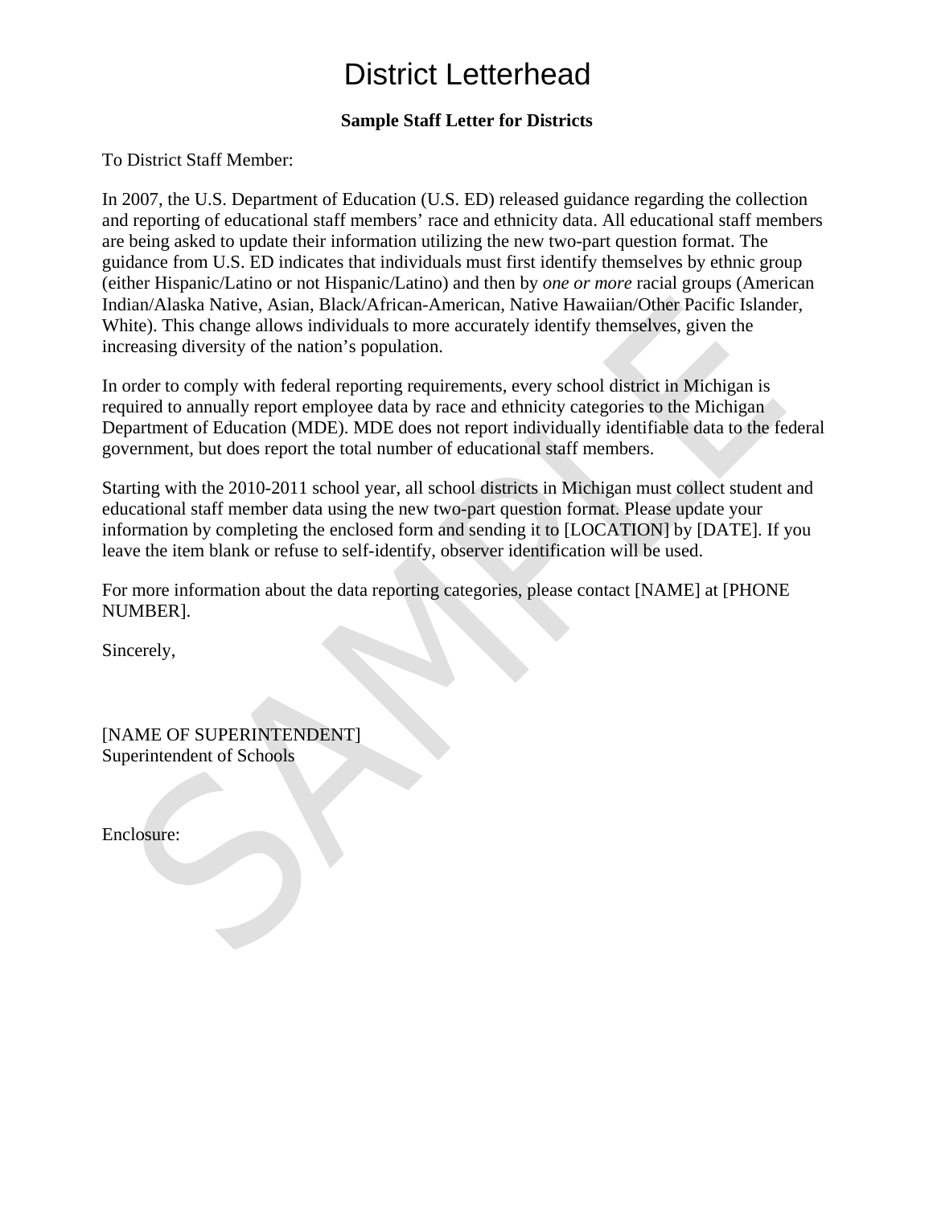# District Letterhead

**Sample Staff Letter for Districts**

To District Staff Member:

In 2007, the U.S. Department of Education (U.S. ED) released guidance regarding the collection and reporting of educational staff members' race and ethnicity data. All educational staff members are being asked to update their information utilizing the new two-part question format. The guidance from U.S. ED indicates that individuals must first identify themselves by ethnic group (either Hispanic/Latino or not Hispanic/Latino) and then by *one or more* racial groups (American Indian/Alaska Native, Asian, Black/African-American, Native Hawaiian/Other Pacific Islander, White). This change allows individuals to more accurately identify themselves, given the increasing diversity of the nation's population.

In order to comply with federal reporting requirements, every school district in Michigan is required to annually report employee data by race and ethnicity categories to the Michigan Department of Education (MDE). MDE does not report individually identifiable data to the federal government, but does report the total number of educational staff members.

Starting with the 2010-2011 school year, all school districts in Michigan must collect student and educational staff member data using the new two-part question format. Please update your information by completing the enclosed form and sending it to [LOCATION] by [DATE]. If you leave the item blank or refuse to self-identify, observer identification will be used.

For more information about the data reporting categories, please contact [NAME] at [PHONE NUMBER].

Sincerely,

[NAME OF SUPERINTENDENT]  
Superintendent of Schools

Enclosure: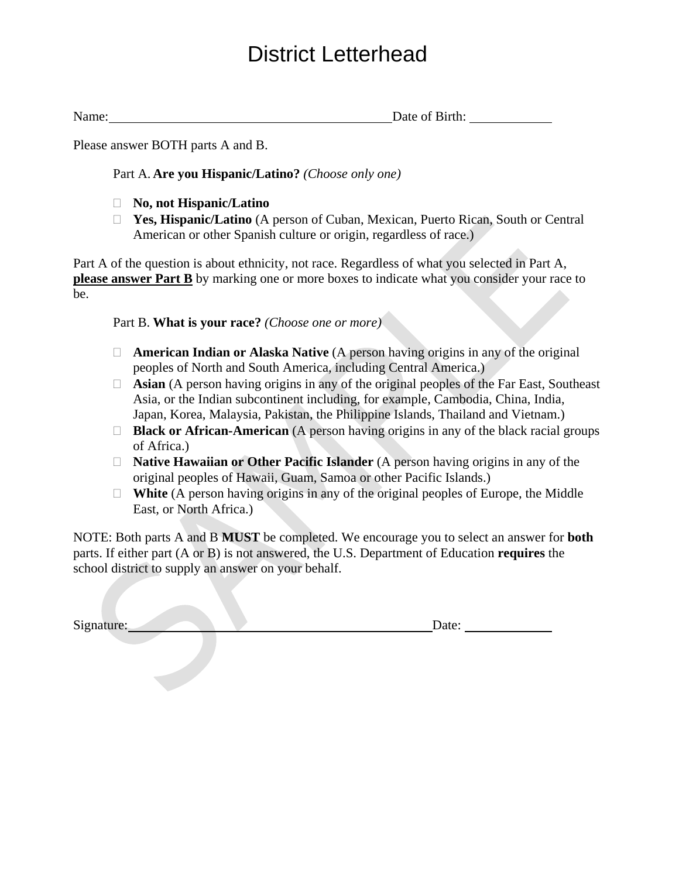# District Letterhead

Name:\_\_\_\_\_\_\_\_\_\_\_\_\_\_\_\_\_\_\_\_\_\_\_\_\_\_\_\_\_\_\_\_\_\_\_\_\_\_\_\_\_\_ Date of Birth: \_\_\_\_\_\_\_\_\_\_\_\_

Please answer BOTH parts A and B.

Part A. **Are you Hispanic/Latino?** *(Choose only one)*

- ☐ **No, not Hispanic/Latino**
- ☐ **Yes, Hispanic/Latino** (A person of Cuban, Mexican, Puerto Rican, South or Central American or other Spanish culture or origin, regardless of race.)

Part A of the question is about ethnicity, not race. Regardless of what you selected in Part A, **please answer Part B** by marking one or more boxes to indicate what you consider your race to be.

Part B. **What is your race?** *(Choose one or more)*

- ☐ **American Indian or Alaska Native** (A person having origins in any of the original peoples of North and South America, including Central America.)
- ☐ **Asian** (A person having origins in any of the original peoples of the Far East, Southeast Asia, or the Indian subcontinent including, for example, Cambodia, China, India, Japan, Korea, Malaysia, Pakistan, the Philippine Islands, Thailand and Vietnam.)
- ☐ **Black or African-American** (A person having origins in any of the black racial groups of Africa.)
- ☐ **Native Hawaiian or Other Pacific Islander** (A person having origins in any of the original peoples of Hawaii, Guam, Samoa or other Pacific Islands.)
- ☐ **White** (A person having origins in any of the original peoples of Europe, the Middle East, or North Africa.)

NOTE: Both parts A and B **MUST** be completed. We encourage you to select an answer for **both** parts. If either part (A or B) is not answered, the U.S. Department of Education **requires** the school district to supply an answer on your behalf.

Signature:\_\_\_\_\_\_\_\_\_\_\_\_\_\_\_\_\_\_\_\_\_\_\_\_\_\_\_\_\_\_\_\_\_\_\_\_\_\_\_\_\_\_\_\_\_\_ Date: \_\_\_\_\_\_\_\_\_\_\_\_\_

SAMPLE